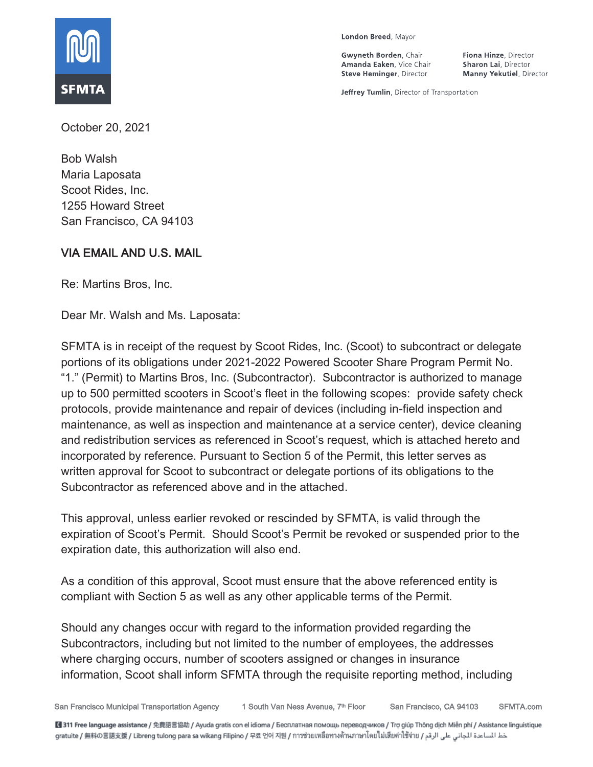SFMTA

London Breed, Mayor

Gwyneth Borden, Chair
Amanda Eaken, Vice Chair
Steve Heminger, Director
Fiona Hinze, Director
Sharon Lai, Director
Manny Yekutiel, Director

Jeffrey Tumlin, Director of Transportation

October 20, 2021

Bob Walsh
Maria Laposata
Scoot Rides, Inc.
1255 Howard Street
San Francisco, CA 94103

VIA EMAIL AND U.S. MAIL

Re: Martins Bros, Inc.

Dear Mr. Walsh and Ms. Laposata:

SFMTA is in receipt of the request by Scoot Rides, Inc. (Scoot) to subcontract or delegate portions of its obligations under 2021-2022 Powered Scooter Share Program Permit No. "1." (Permit) to Martins Bros, Inc. (Subcontractor). Subcontractor is authorized to manage up to 500 permitted scooters in Scoot's fleet in the following scopes: provide safety check protocols, provide maintenance and repair of devices (including in-field inspection and maintenance, as well as inspection and maintenance at a service center), device cleaning and redistribution services as referenced in Scoot's request, which is attached hereto and incorporated by reference. Pursuant to Section 5 of the Permit, this letter serves as written approval for Scoot to subcontract or delegate portions of its obligations to the Subcontractor as referenced above and in the attached.

This approval, unless earlier revoked or rescinded by SFMTA, is valid through the expiration of Scoot's Permit. Should Scoot's Permit be revoked or suspended prior to the expiration date, this authorization will also end.

As a condition of this approval, Scoot must ensure that the above referenced entity is compliant with Section 5 as well as any other applicable terms of the Permit.

Should any changes occur with regard to the information provided regarding the Subcontractors, including but not limited to the number of employees, the addresses where charging occurs, number of scooters assigned or changes in insurance information, Scoot shall inform SFMTA through the requisite reporting method, including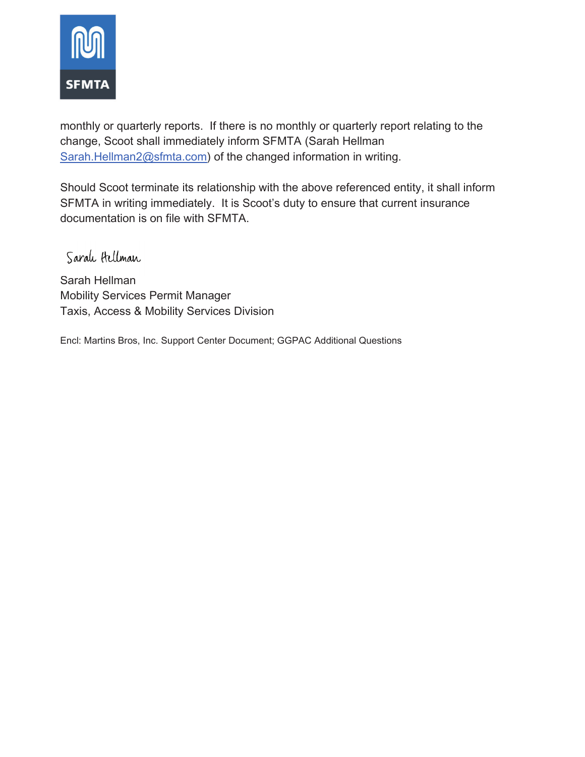monthly or quarterly reports. If there is no monthly or quarterly report relating to the change, Scoot shall immediately inform SFMTA (Sarah Hellman [Sarah.Hellman2@sfmta.com](mailto:Sarah.Hellman2@sfmta.com)) of the changed information in writing.

Should Scoot terminate its relationship with the above referenced entity, it shall inform SFMTA in writing immediately. It is Scoot's duty to ensure that current insurance documentation is on file with SFMTA.

Sarah Hellman

Sarah Hellman
Mobility Services Permit Manager
Taxis, Access & Mobility Services Division

Encl: Martins Bros, Inc. Support Center Document; GGPAC Additional Questions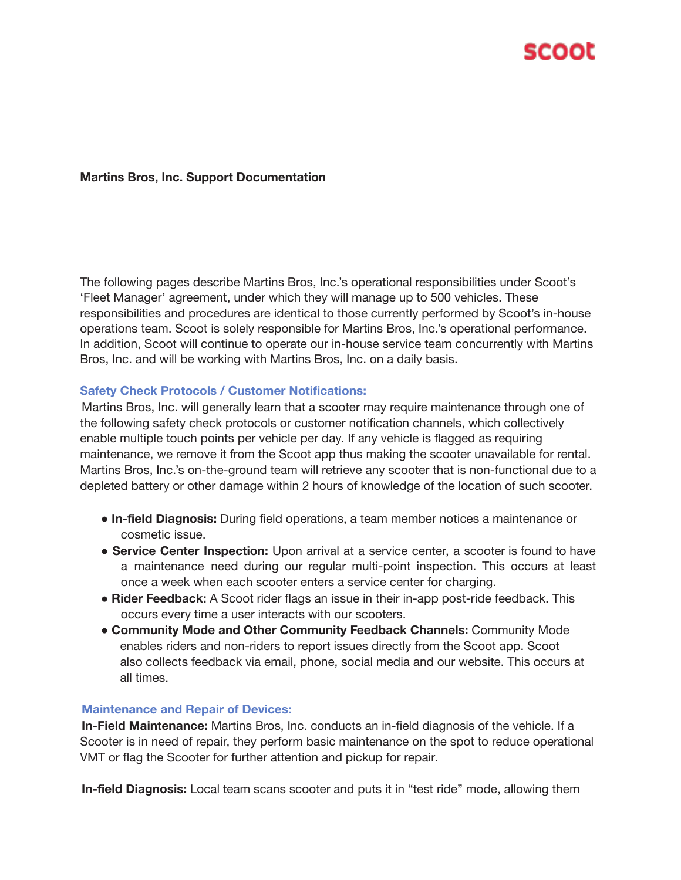**Martins Bros, Inc. Support Documentation**

The following pages describe Martins Bros, Inc.'s operational responsibilities under Scoot's 'Fleet Manager' agreement, under which they will manage up to 500 vehicles. These responsibilities and procedures are identical to those currently performed by Scoot's in-house operations team. Scoot is solely responsible for Martins Bros, Inc.'s operational performance. In addition, Scoot will continue to operate our in-house service team concurrently with Martins Bros, Inc. and will be working with Martins Bros, Inc. on a daily basis.

### Safety Check Protocols / Customer Notifications:

Martins Bros, Inc. will generally learn that a scooter may require maintenance through one of the following safety check protocols or customer notification channels, which collectively enable multiple touch points per vehicle per day. If any vehicle is flagged as requiring maintenance, we remove it from the Scoot app thus making the scooter unavailable for rental. Martins Bros, Inc.'s on-the-ground team will retrieve any scooter that is non-functional due to a depleted battery or other damage within 2 hours of knowledge of the location of such scooter.

- **In-field Diagnosis:** During field operations, a team member notices a maintenance or cosmetic issue.
- **Service Center Inspection:** Upon arrival at a service center, a scooter is found to have a maintenance need during our regular multi-point inspection. This occurs at least once a week when each scooter enters a service center for charging.
- **Rider Feedback:** A Scoot rider flags an issue in their in-app post-ride feedback. This occurs every time a user interacts with our scooters.
- **Community Mode and Other Community Feedback Channels:** Community Mode enables riders and non-riders to report issues directly from the Scoot app. Scoot also collects feedback via email, phone, social media and our website. This occurs at all times.

### Maintenance and Repair of Devices:

**In-Field Maintenance:** Martins Bros, Inc. conducts an in-field diagnosis of the vehicle. If a Scooter is in need of repair, they perform basic maintenance on the spot to reduce operational VMT or flag the Scooter for further attention and pickup for repair.

**In-field Diagnosis:** Local team scans scooter and puts it in "test ride" mode, allowing them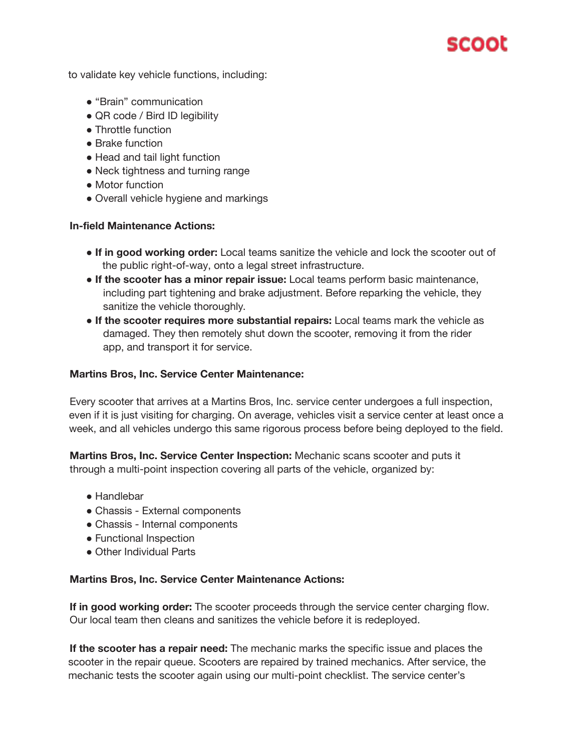to validate key vehicle functions, including:

- "Brain" communication
- QR code / Bird ID legibility
- Throttle function
- Brake function
- Head and tail light function
- Neck tightness and turning range
- Motor function
- Overall vehicle hygiene and markings

**In-field Maintenance Actions:**

- **If in good working order:** Local teams sanitize the vehicle and lock the scooter out of the public right-of-way, onto a legal street infrastructure.
- **If the scooter has a minor repair issue:** Local teams perform basic maintenance, including part tightening and brake adjustment. Before reparking the vehicle, they sanitize the vehicle thoroughly.
- **If the scooter requires more substantial repairs:** Local teams mark the vehicle as damaged. They then remotely shut down the scooter, removing it from the rider app, and transport it for service.

**Martins Bros, Inc. Service Center Maintenance:**

Every scooter that arrives at a Martins Bros, Inc. service center undergoes a full inspection, even if it is just visiting for charging. On average, vehicles visit a service center at least once a week, and all vehicles undergo this same rigorous process before being deployed to the field.

**Martins Bros, Inc. Service Center Inspection:** Mechanic scans scooter and puts it through a multi-point inspection covering all parts of the vehicle, organized by:

- Handlebar
- Chassis - External components
- Chassis - Internal components
- Functional Inspection
- Other Individual Parts

**Martins Bros, Inc. Service Center Maintenance Actions:**

**If in good working order:** The scooter proceeds through the service center charging flow. Our local team then cleans and sanitizes the vehicle before it is redeployed.

**If the scooter has a repair need:** The mechanic marks the specific issue and places the scooter in the repair queue. Scooters are repaired by trained mechanics. After service, the mechanic tests the scooter again using our multi-point checklist. The service center's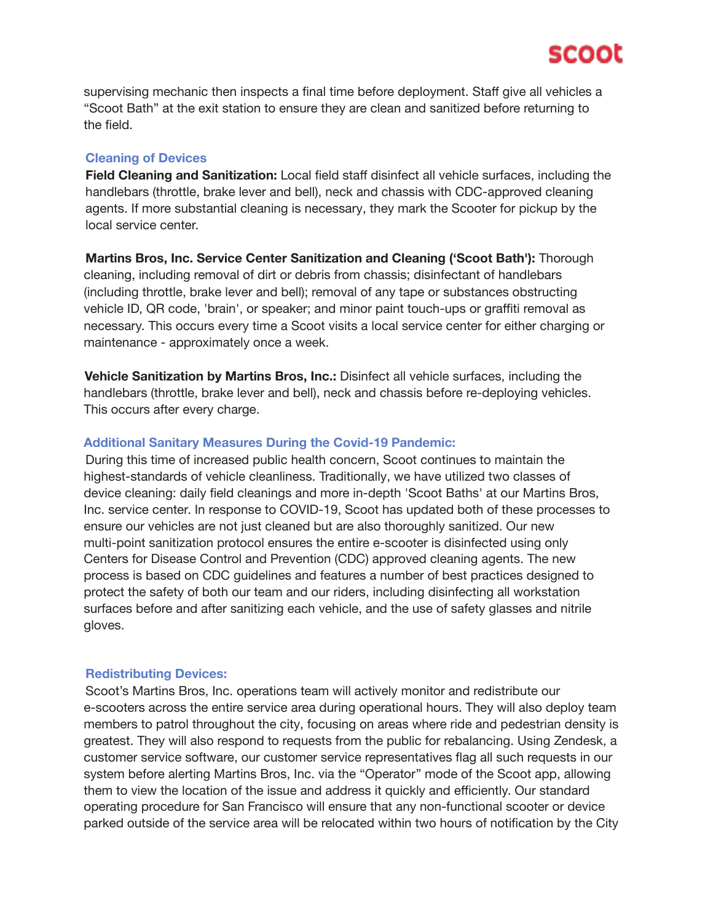supervising mechanic then inspects a final time before deployment. Staff give all vehicles a "Scoot Bath" at the exit station to ensure they are clean and sanitized before returning to the field.

### Cleaning of Devices

**Field Cleaning and Sanitization:** Local field staff disinfect all vehicle surfaces, including the handlebars (throttle, brake lever and bell), neck and chassis with CDC-approved cleaning agents. If more substantial cleaning is necessary, they mark the Scooter for pickup by the local service center.

**Martins Bros, Inc. Service Center Sanitization and Cleaning ('Scoot Bath'):** Thorough cleaning, including removal of dirt or debris from chassis; disinfectant of handlebars (including throttle, brake lever and bell); removal of any tape or substances obstructing vehicle ID, QR code, 'brain', or speaker; and minor paint touch-ups or graffiti removal as necessary. This occurs every time a Scoot visits a local service center for either charging or maintenance - approximately once a week.

**Vehicle Sanitization by Martins Bros, Inc.:** Disinfect all vehicle surfaces, including the handlebars (throttle, brake lever and bell), neck and chassis before re-deploying vehicles. This occurs after every charge.

### Additional Sanitary Measures During the Covid-19 Pandemic:

During this time of increased public health concern, Scoot continues to maintain the highest-standards of vehicle cleanliness. Traditionally, we have utilized two classes of device cleaning: daily field cleanings and more in-depth 'Scoot Baths' at our Martins Bros, Inc. service center. In response to COVID-19, Scoot has updated both of these processes to ensure our vehicles are not just cleaned but are also thoroughly sanitized. Our new multi-point sanitization protocol ensures the entire e-scooter is disinfected using only Centers for Disease Control and Prevention (CDC) approved cleaning agents. The new process is based on CDC guidelines and features a number of best practices designed to protect the safety of both our team and our riders, including disinfecting all workstation surfaces before and after sanitizing each vehicle, and the use of safety glasses and nitrile gloves.

### Redistributing Devices:

Scoot's Martins Bros, Inc. operations team will actively monitor and redistribute our e-scooters across the entire service area during operational hours. They will also deploy team members to patrol throughout the city, focusing on areas where ride and pedestrian density is greatest. They will also respond to requests from the public for rebalancing. Using Zendesk, a customer service software, our customer service representatives flag all such requests in our system before alerting Martins Bros, Inc. via the "Operator" mode of the Scoot app, allowing them to view the location of the issue and address it quickly and efficiently. Our standard operating procedure for San Francisco will ensure that any non-functional scooter or device parked outside of the service area will be relocated within two hours of notification by the City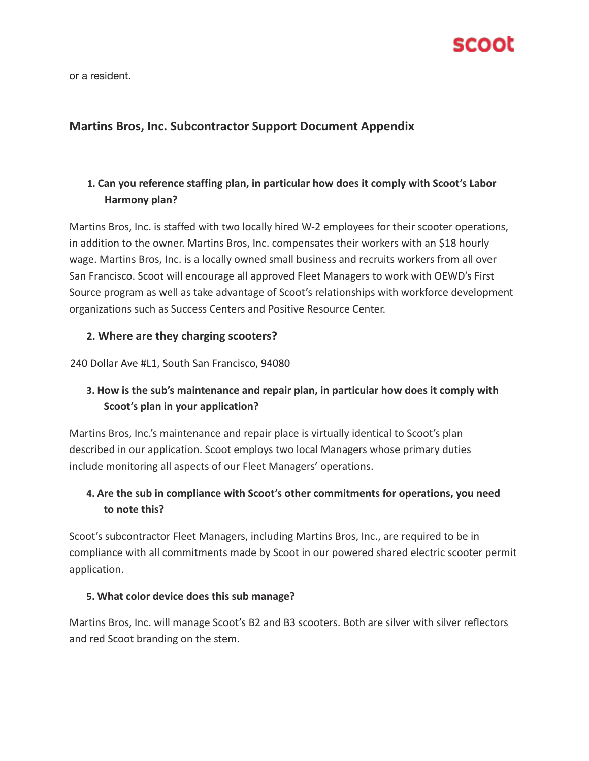or a resident.

## Martins Bros, Inc. Subcontractor Support Document Appendix

1. **Can you reference staffing plan, in particular how does it comply with Scoot's Labor Harmony plan?**

Martins Bros, Inc. is staffed with two locally hired W-2 employees for their scooter operations, in addition to the owner. Martins Bros, Inc. compensates their workers with an $18 hourly wage. Martins Bros, Inc. is a locally owned small business and recruits workers from all over San Francisco. Scoot will encourage all approved Fleet Managers to work with OEWD's First Source program as well as take advantage of Scoot's relationships with workforce development organizations such as Success Centers and Positive Resource Center.

2. **Where are they charging scooters?**

240 Dollar Ave #L1, South San Francisco, 94080

3. **How is the sub's maintenance and repair plan, in particular how does it comply with Scoot's plan in your application?**

Martins Bros, Inc.'s maintenance and repair place is virtually identical to Scoot's plan described in our application. Scoot employs two local Managers whose primary duties include monitoring all aspects of our Fleet Managers' operations.

4. **Are the sub in compliance with Scoot's other commitments for operations, you need to note this?**

Scoot's subcontractor Fleet Managers, including Martins Bros, Inc., are required to be in compliance with all commitments made by Scoot in our powered shared electric scooter permit application.

5. **What color device does this sub manage?**

Martins Bros, Inc. will manage Scoot's B2 and B3 scooters. Both are silver with silver reflectors and red Scoot branding on the stem.